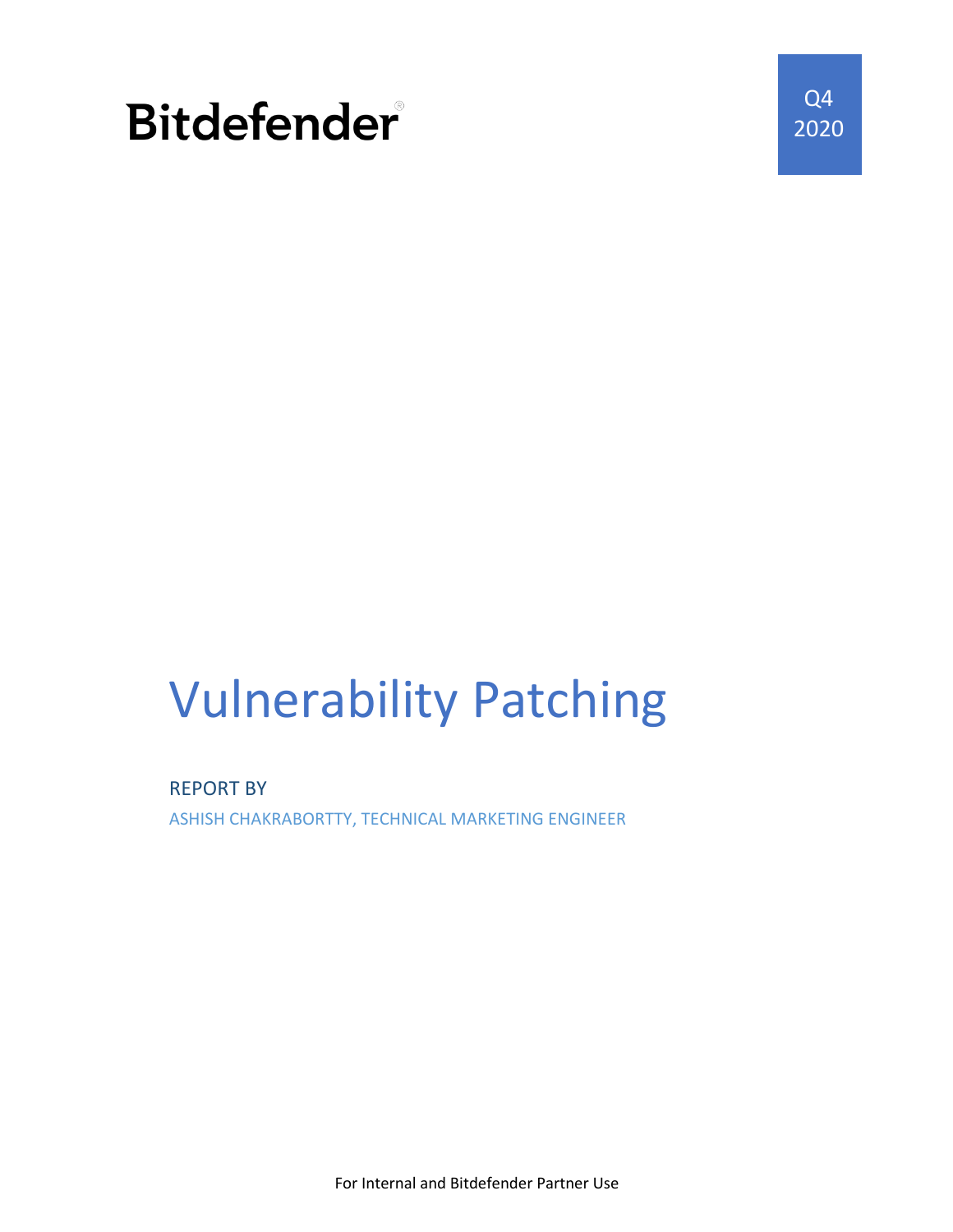Bitdefender

Q4
2020

# Vulnerability Patching

REPORT BY

ASHISH CHAKRABORTTY, TECHNICAL MARKETING ENGINEER

For Internal and Bitdefender Partner Use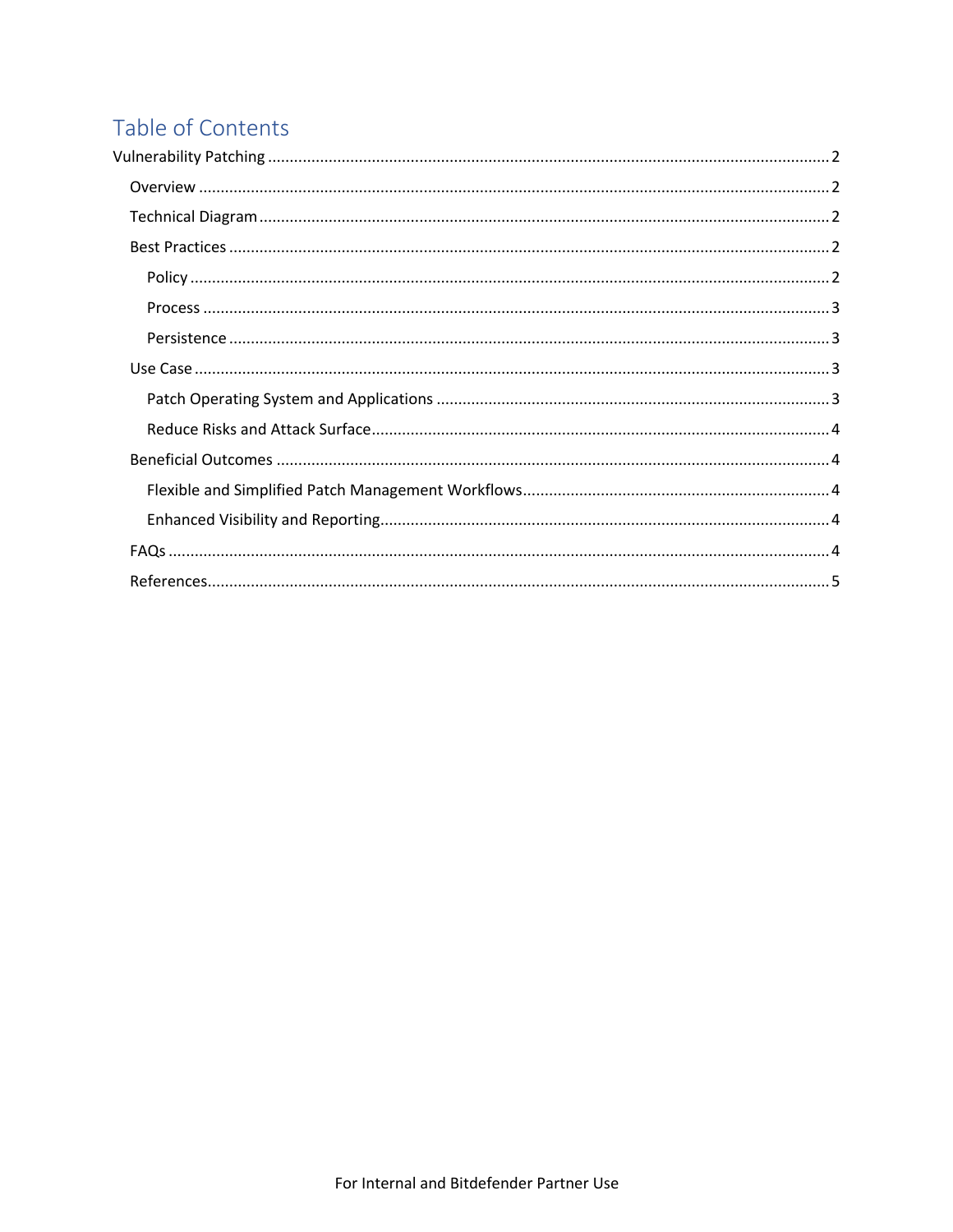# Table of Contents

- Vulnerability Patching ........ 2
  - Overview ........ 2
  - Technical Diagram ........ 2
  - Best Practices ........ 2
    - Policy ........ 2
    - Process ........ 3
    - Persistence ........ 3
  - Use Case ........ 3
    - Patch Operating System and Applications ........ 3
    - Reduce Risks and Attack Surface ........ 4
  - Beneficial Outcomes ........ 4
    - Flexible and Simplified Patch Management Workflows ........ 4
    - Enhanced Visibility and Reporting ........ 4
  - FAQs ........ 4
  - References ........ 5

For Internal and Bitdefender Partner Use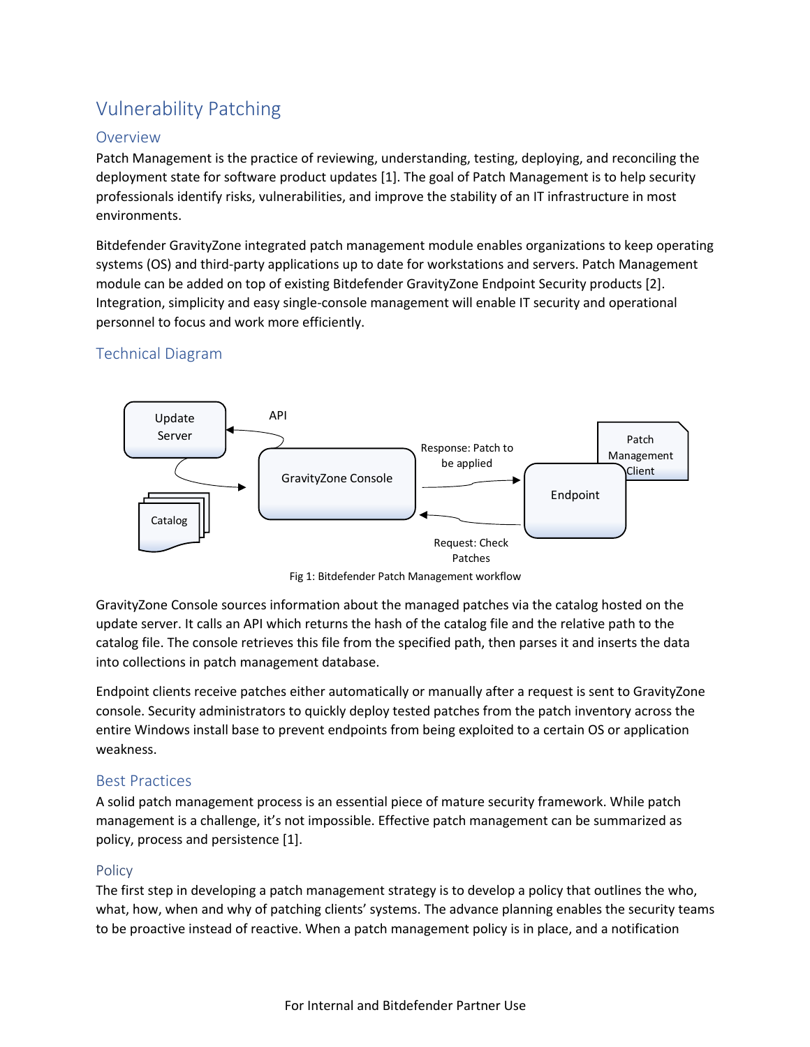# Vulnerability Patching

## Overview

Patch Management is the practice of reviewing, understanding, testing, deploying, and reconciling the deployment state for software product updates [1]. The goal of Patch Management is to help security professionals identify risks, vulnerabilities, and improve the stability of an IT infrastructure in most environments.

Bitdefender GravityZone integrated patch management module enables organizations to keep operating systems (OS) and third-party applications up to date for workstations and servers. Patch Management module can be added on top of existing Bitdefender GravityZone Endpoint Security products [2]. Integration, simplicity and easy single-console management will enable IT security and operational personnel to focus and work more efficiently.

## Technical Diagram

Update Server

API

Catalog

GravityZone Console

Response: Patch to be applied

Request: Check Patches

Patch Management Client

Endpoint

Fig 1: Bitdefender Patch Management workflow

GravityZone Console sources information about the managed patches via the catalog hosted on the update server. It calls an API which returns the hash of the catalog file and the relative path to the catalog file. The console retrieves this file from the specified path, then parses it and inserts the data into collections in patch management database.

Endpoint clients receive patches either automatically or manually after a request is sent to GravityZone console. Security administrators to quickly deploy tested patches from the patch inventory across the entire Windows install base to prevent endpoints from being exploited to a certain OS or application weakness.

## Best Practices

A solid patch management process is an essential piece of mature security framework. While patch management is a challenge, it's not impossible. Effective patch management can be summarized as policy, process and persistence [1].

### Policy

The first step in developing a patch management strategy is to develop a policy that outlines the who, what, how, when and why of patching clients' systems. The advance planning enables the security teams to be proactive instead of reactive. When a patch management policy is in place, and a notification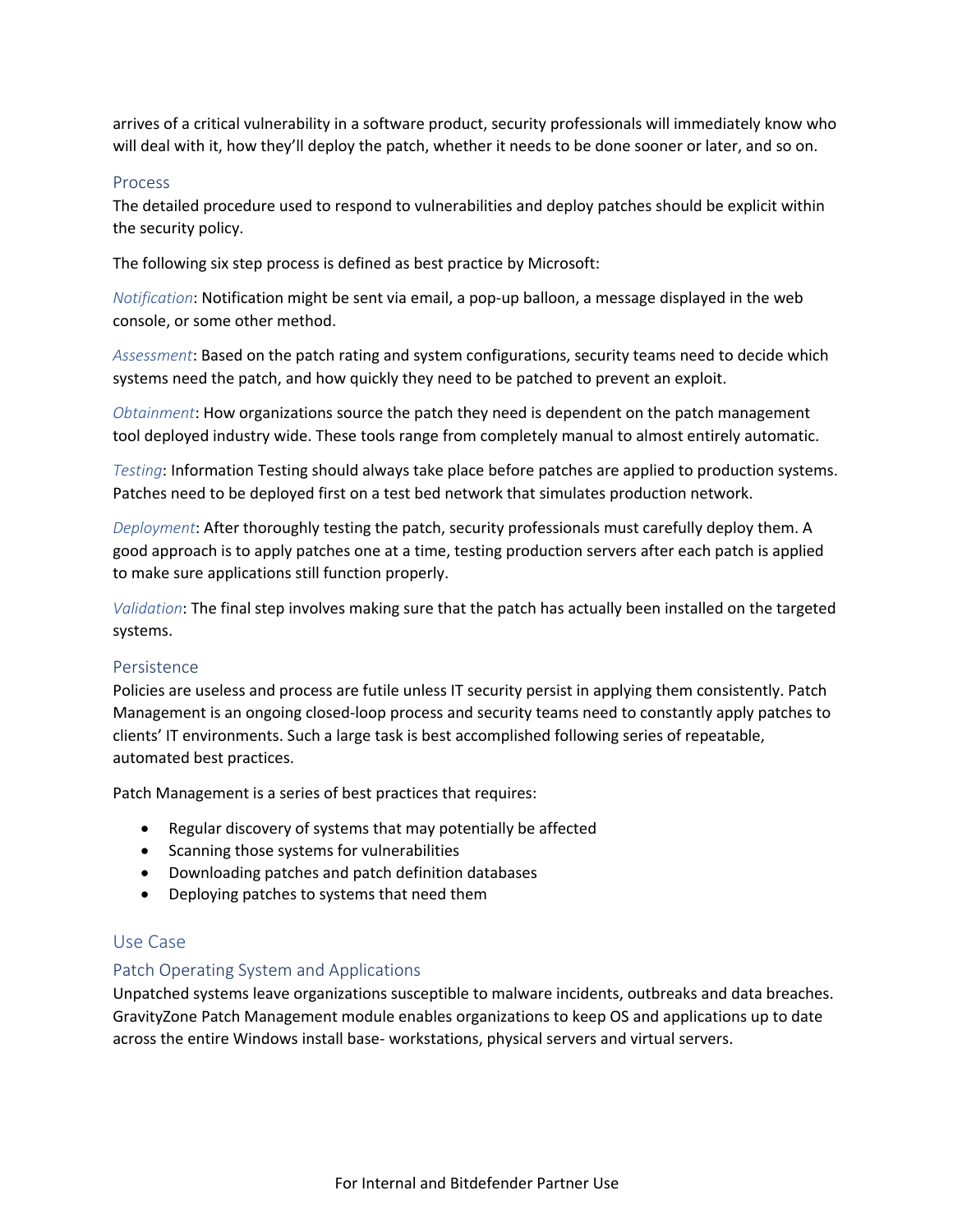arrives of a critical vulnerability in a software product, security professionals will immediately know who will deal with it, how they'll deploy the patch, whether it needs to be done sooner or later, and so on.

### Process

The detailed procedure used to respond to vulnerabilities and deploy patches should be explicit within the security policy.

The following six step process is defined as best practice by Microsoft:

*Notification*: Notification might be sent via email, a pop-up balloon, a message displayed in the web console, or some other method.

*Assessment*: Based on the patch rating and system configurations, security teams need to decide which systems need the patch, and how quickly they need to be patched to prevent an exploit.

*Obtainment*: How organizations source the patch they need is dependent on the patch management tool deployed industry wide. These tools range from completely manual to almost entirely automatic.

*Testing*: Information Testing should always take place before patches are applied to production systems. Patches need to be deployed first on a test bed network that simulates production network.

*Deployment*: After thoroughly testing the patch, security professionals must carefully deploy them. A good approach is to apply patches one at a time, testing production servers after each patch is applied to make sure applications still function properly.

*Validation*: The final step involves making sure that the patch has actually been installed on the targeted systems.

### Persistence

Policies are useless and process are futile unless IT security persist in applying them consistently. Patch Management is an ongoing closed-loop process and security teams need to constantly apply patches to clients' IT environments. Such a large task is best accomplished following series of repeatable, automated best practices.

Patch Management is a series of best practices that requires:

- Regular discovery of systems that may potentially be affected
- Scanning those systems for vulnerabilities
- Downloading patches and patch definition databases
- Deploying patches to systems that need them

## Use Case

### Patch Operating System and Applications

Unpatched systems leave organizations susceptible to malware incidents, outbreaks and data breaches. GravityZone Patch Management module enables organizations to keep OS and applications up to date across the entire Windows install base- workstations, physical servers and virtual servers.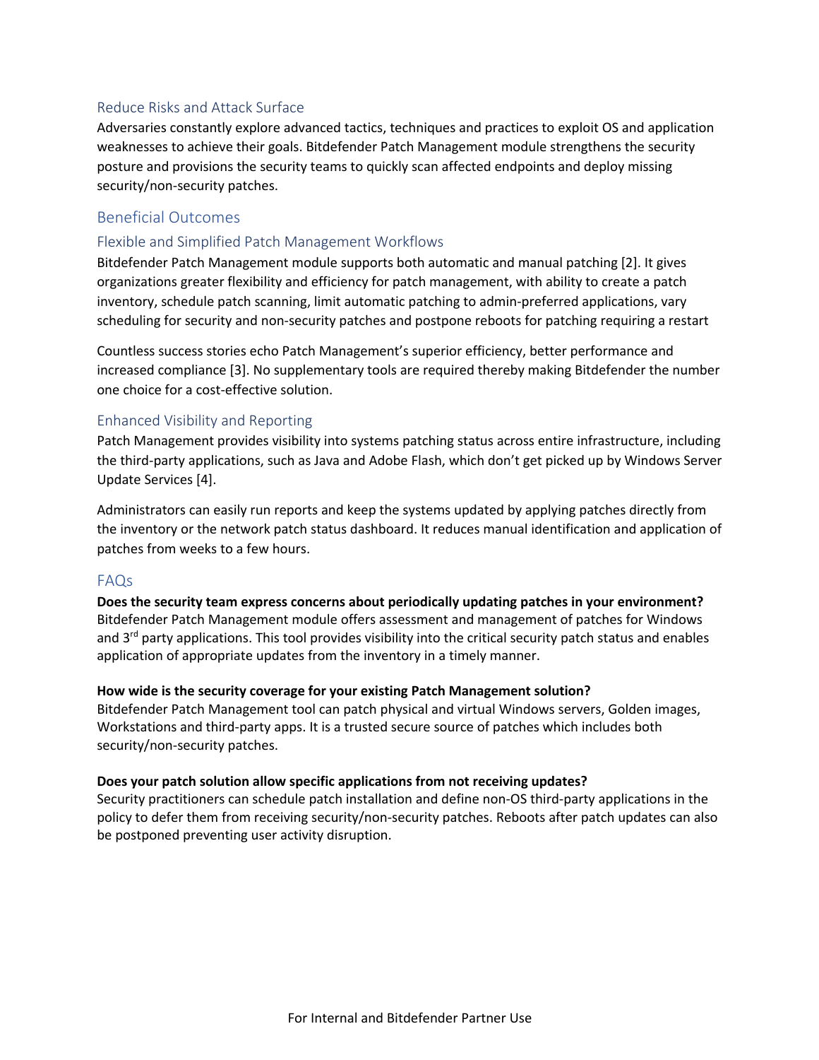## Reduce Risks and Attack Surface

Adversaries constantly explore advanced tactics, techniques and practices to exploit OS and application weaknesses to achieve their goals. Bitdefender Patch Management module strengthens the security posture and provisions the security teams to quickly scan affected endpoints and deploy missing security/non-security patches.

## Beneficial Outcomes

### Flexible and Simplified Patch Management Workflows

Bitdefender Patch Management module supports both automatic and manual patching [2]. It gives organizations greater flexibility and efficiency for patch management, with ability to create a patch inventory, schedule patch scanning, limit automatic patching to admin-preferred applications, vary scheduling for security and non-security patches and postpone reboots for patching requiring a restart

Countless success stories echo Patch Management's superior efficiency, better performance and increased compliance [3]. No supplementary tools are required thereby making Bitdefender the number one choice for a cost-effective solution.

### Enhanced Visibility and Reporting

Patch Management provides visibility into systems patching status across entire infrastructure, including the third-party applications, such as Java and Adobe Flash, which don't get picked up by Windows Server Update Services [4].

Administrators can easily run reports and keep the systems updated by applying patches directly from the inventory or the network patch status dashboard. It reduces manual identification and application of patches from weeks to a few hours.

## FAQs

**Does the security team express concerns about periodically updating patches in your environment?**
Bitdefender Patch Management module offers assessment and management of patches for Windows and 3rd party applications. This tool provides visibility into the critical security patch status and enables application of appropriate updates from the inventory in a timely manner.

**How wide is the security coverage for your existing Patch Management solution?**
Bitdefender Patch Management tool can patch physical and virtual Windows servers, Golden images, Workstations and third-party apps. It is a trusted secure source of patches which includes both security/non-security patches.

**Does your patch solution allow specific applications from not receiving updates?**
Security practitioners can schedule patch installation and define non-OS third-party applications in the policy to defer them from receiving security/non-security patches. Reboots after patch updates can also be postponed preventing user activity disruption.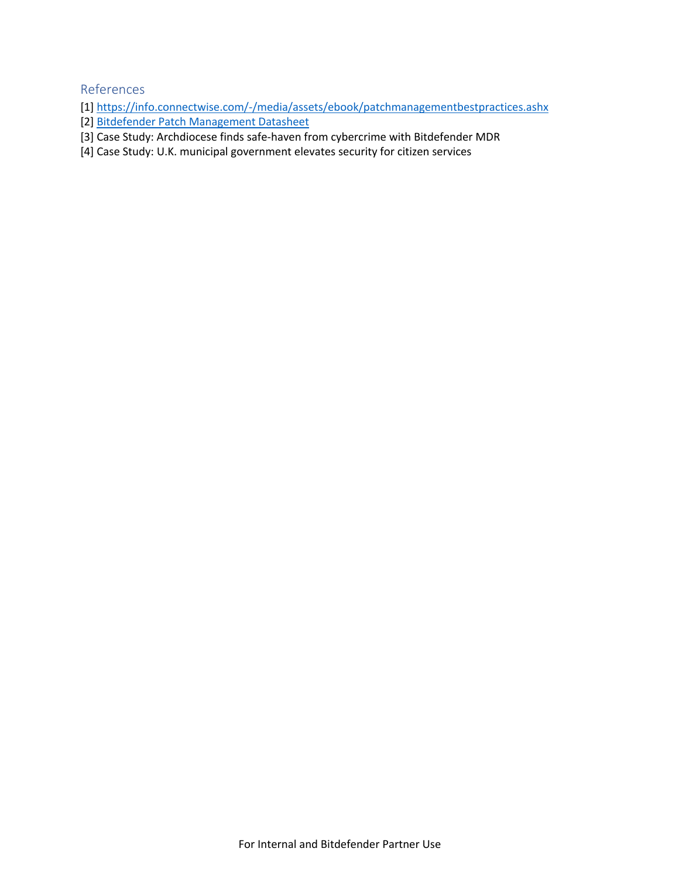## References

[1] https://info.connectwise.com/-/media/assets/ebook/patchmanagementbestpractices.ashx
[2] Bitdefender Patch Management Datasheet
[3] Case Study: Archdiocese finds safe-haven from cybercrime with Bitdefender MDR
[4] Case Study: U.K. municipal government elevates security for citizen services